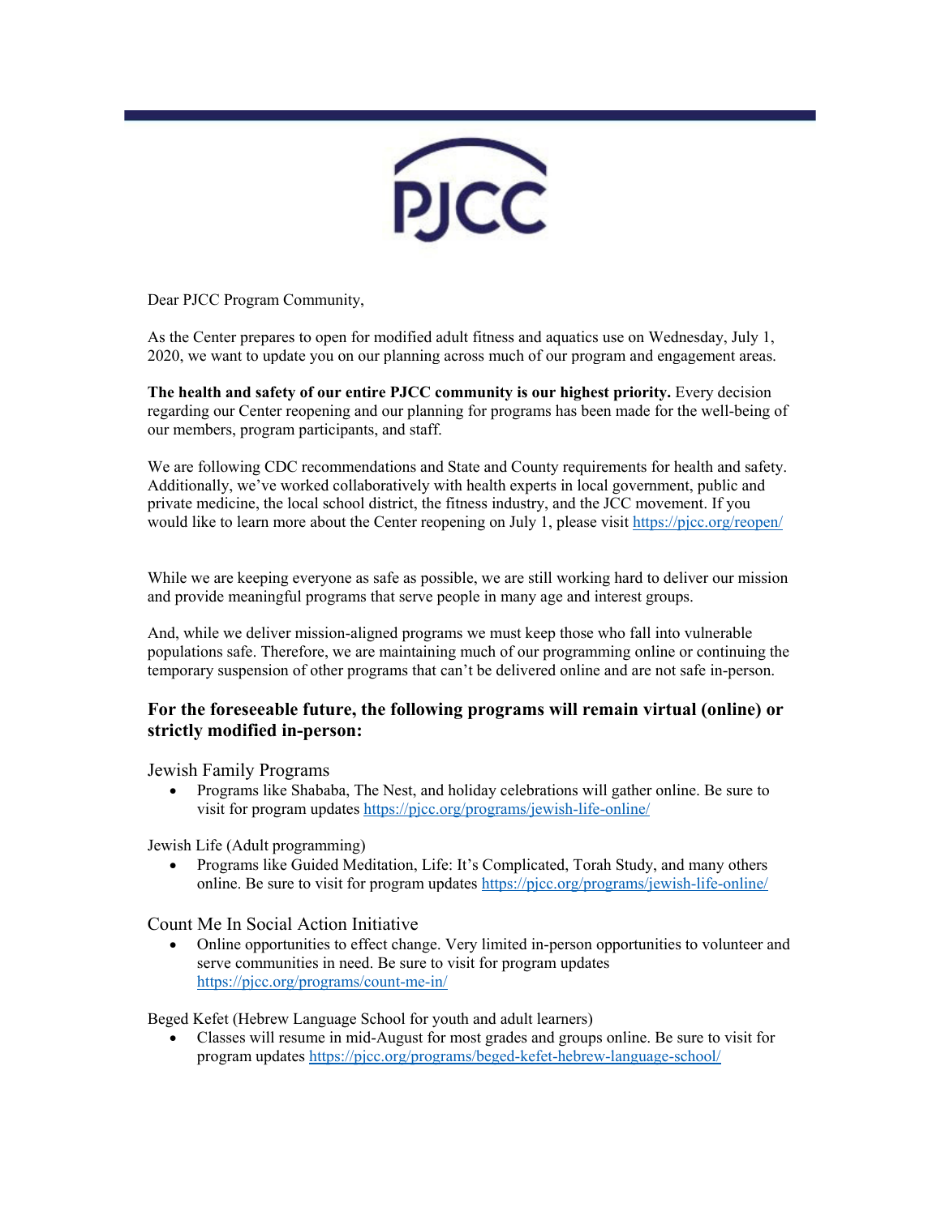PJCC

Dear PJCC Program Community,

As the Center prepares to open for modified adult fitness and aquatics use on Wednesday, July 1, 2020, we want to update you on our planning across much of our program and engagement areas.

**The health and safety of our entire PJCC community is our highest priority.** Every decision regarding our Center reopening and our planning for programs has been made for the well-being of our members, program participants, and staff.

We are following CDC recommendations and State and County requirements for health and safety. Additionally, we've worked collaboratively with health experts in local government, public and private medicine, the local school district, the fitness industry, and the JCC movement. If you would like to learn more about the Center reopening on July 1, please visit https://pjcc.org/reopen/

While we are keeping everyone as safe as possible, we are still working hard to deliver our mission and provide meaningful programs that serve people in many age and interest groups.

And, while we deliver mission-aligned programs we must keep those who fall into vulnerable populations safe. Therefore, we are maintaining much of our programming online or continuing the temporary suspension of other programs that can't be delivered online and are not safe in-person.

## For the foreseeable future, the following programs will remain virtual (online) or strictly modified in-person:

Jewish Family Programs

- Programs like Shababa, The Nest, and holiday celebrations will gather online. Be sure to visit for program updates https://pjcc.org/programs/jewish-life-online/

Jewish Life (Adult programming)

- Programs like Guided Meditation, Life: It's Complicated, Torah Study, and many others online. Be sure to visit for program updates https://pjcc.org/programs/jewish-life-online/

Count Me In Social Action Initiative

- Online opportunities to effect change. Very limited in-person opportunities to volunteer and serve communities in need. Be sure to visit for program updates https://pjcc.org/programs/count-me-in/

Beged Kefet (Hebrew Language School for youth and adult learners)

- Classes will resume in mid-August for most grades and groups online. Be sure to visit for program updates https://pjcc.org/programs/beged-kefet-hebrew-language-school/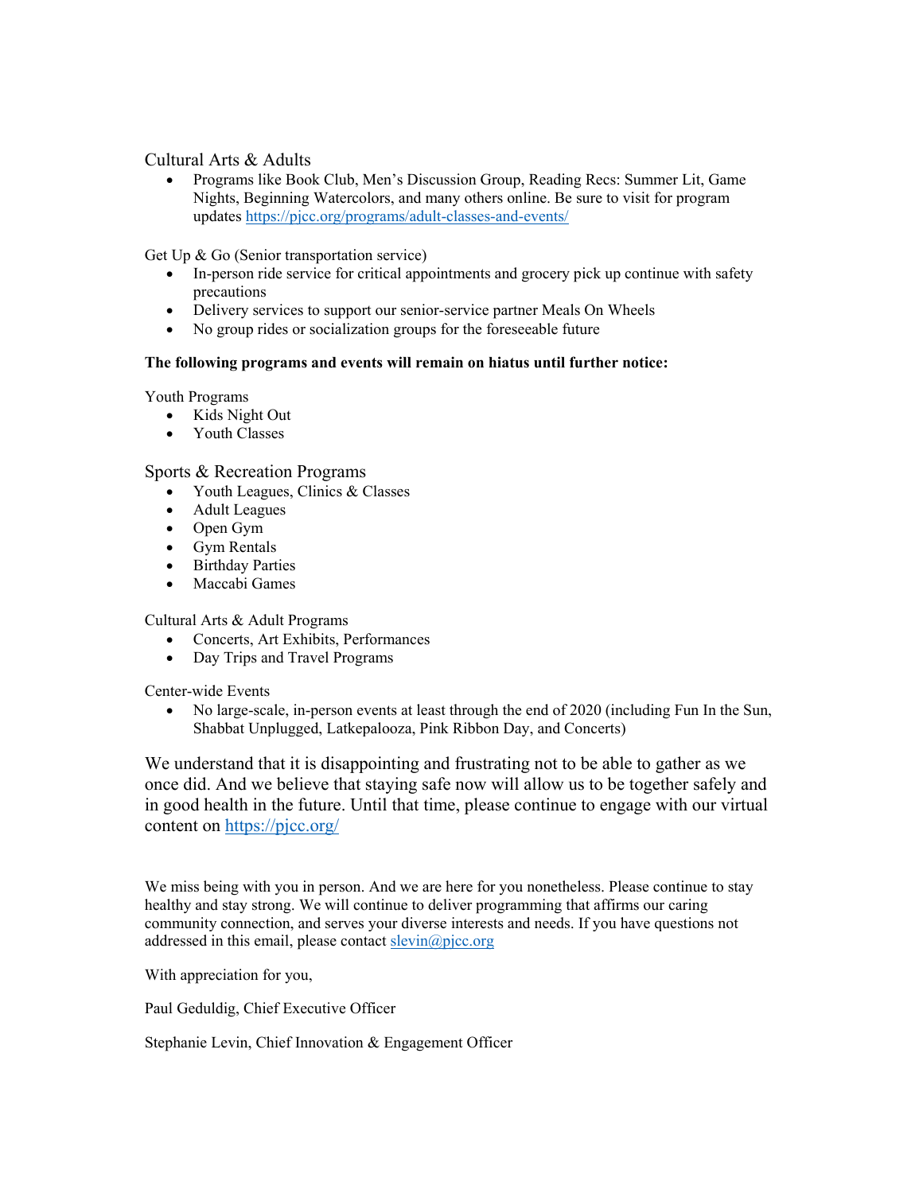Cultural Arts & Adults

- Programs like Book Club, Men's Discussion Group, Reading Recs: Summer Lit, Game Nights, Beginning Watercolors, and many others online. Be sure to visit for program updates [https://pjcc.org/programs/adult-classes-and-events/](https://pjcc.org/programs/adult-classes-and-events/)

Get Up & Go (Senior transportation service)

- In-person ride service for critical appointments and grocery pick up continue with safety precautions
- Delivery services to support our senior-service partner Meals On Wheels
- No group rides or socialization groups for the foreseeable future

**The following programs and events will remain on hiatus until further notice:**

Youth Programs

- Kids Night Out
- Youth Classes

Sports & Recreation Programs

- Youth Leagues, Clinics & Classes
- Adult Leagues
- Open Gym
- Gym Rentals
- Birthday Parties
- Maccabi Games

Cultural Arts & Adult Programs

- Concerts, Art Exhibits, Performances
- Day Trips and Travel Programs

Center-wide Events

- No large-scale, in-person events at least through the end of 2020 (including Fun In the Sun, Shabbat Unplugged, Latkepalooza, Pink Ribbon Day, and Concerts)

We understand that it is disappointing and frustrating not to be able to gather as we once did. And we believe that staying safe now will allow us to be together safely and in good health in the future. Until that time, please continue to engage with our virtual content on [https://pjcc.org/](https://pjcc.org/)

We miss being with you in person. And we are here for you nonetheless. Please continue to stay healthy and stay strong. We will continue to deliver programming that affirms our caring community connection, and serves your diverse interests and needs. If you have questions not addressed in this email, please contact [slevin@pjcc.org](mailto:slevin@pjcc.org)

With appreciation for you,

Paul Geduldig, Chief Executive Officer

Stephanie Levin, Chief Innovation & Engagement Officer